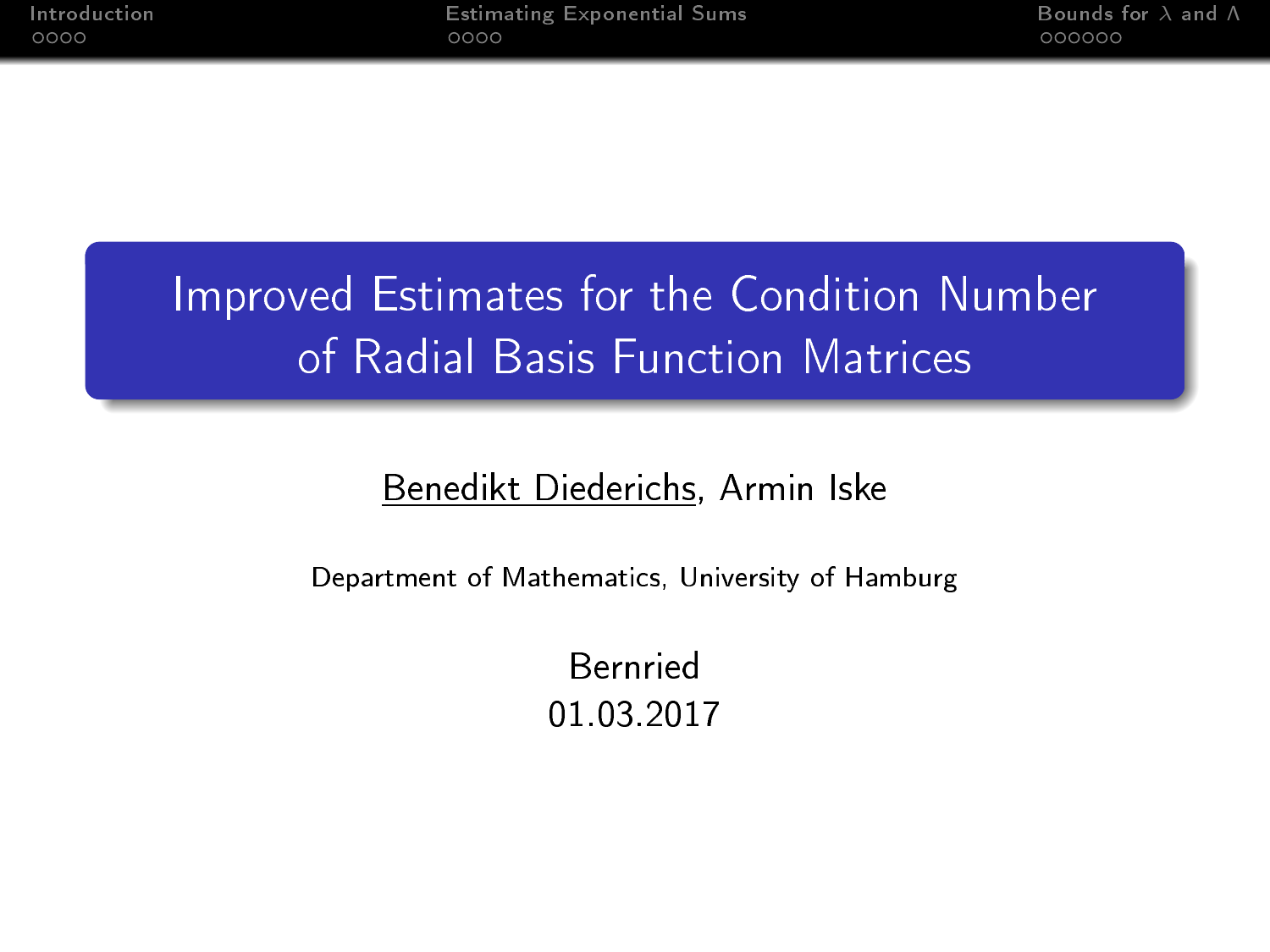# Improved Estimates for the Condition Number of Radial Basis Function Matrices

Benedikt Diederichs, Armin Iske

Department of Mathematics, University of Hamburg

Bernried
01.03.2017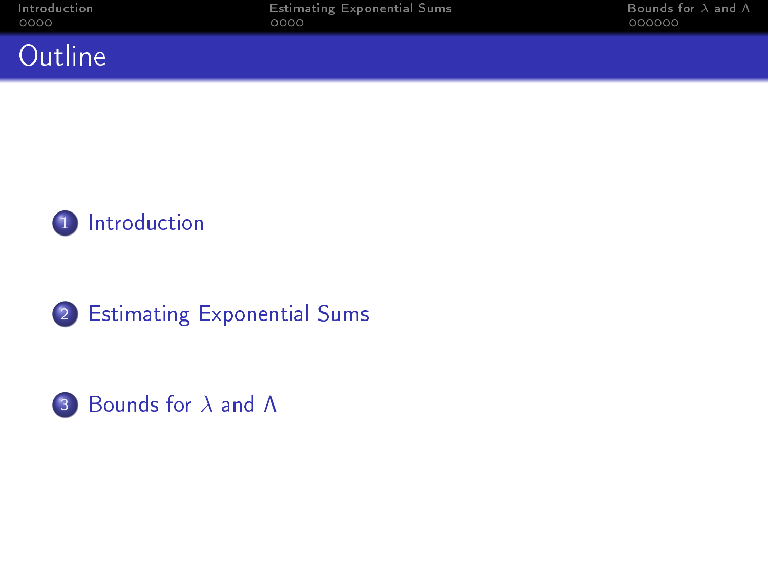# Outline

1. Introduction
2. Estimating Exponential Sums
3. Bounds for $\lambda$ and $\Lambda$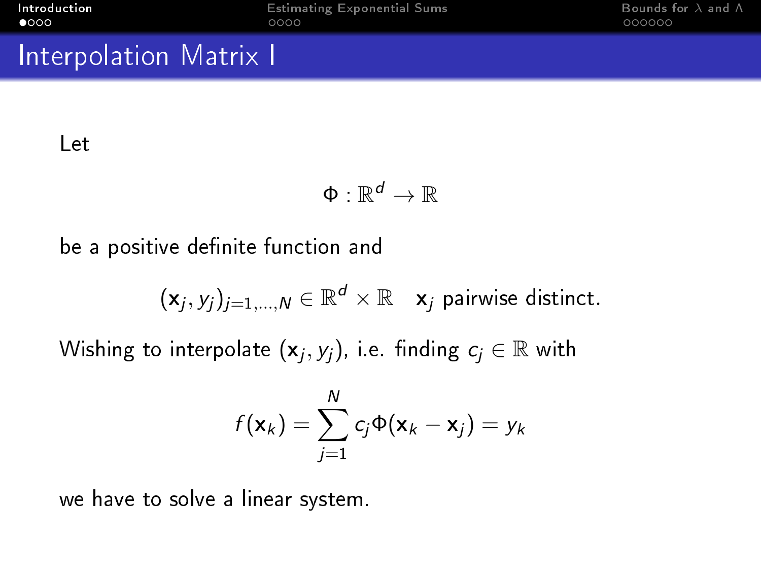# Interpolation Matrix I

Let

$$\Phi : \mathbb{R}^d \to \mathbb{R}$$

be a positive definite function and

$$(\mathbf{x}_j, y_j)_{j=1,\ldots,N} \in \mathbb{R}^d \times \mathbb{R} \quad \mathbf{x}_j \text{ pairwise distinct.}$$

Wishing to interpolate $(\mathbf{x}_j, y_j)$, i.e. finding $c_j \in \mathbb{R}$ with

$$f(\mathbf{x}_k) = \sum_{j=1}^{N} c_j \Phi(\mathbf{x}_k - \mathbf{x}_j) = y_k$$

we have to solve a linear system.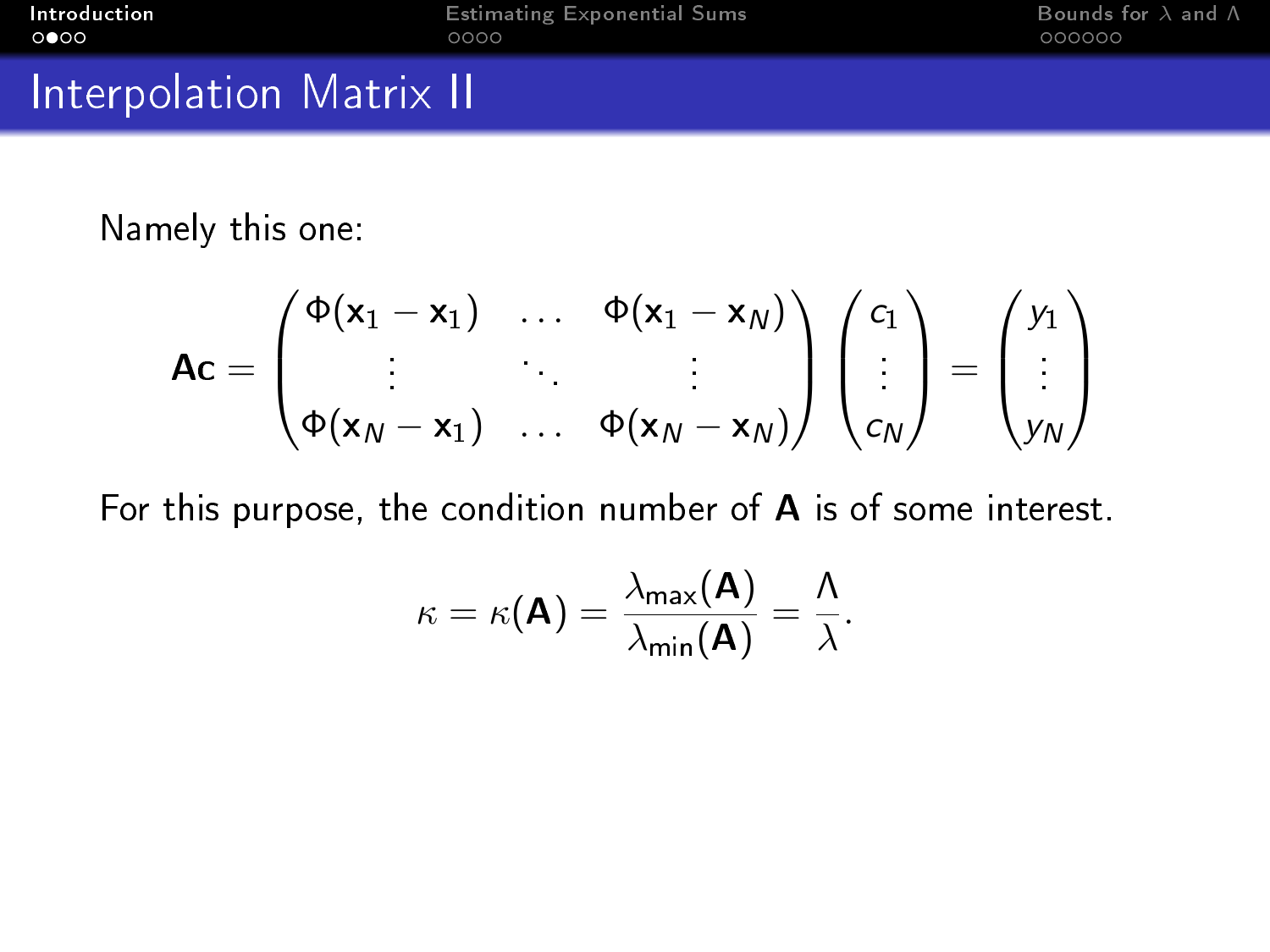# Interpolation Matrix II

Namely this one:

$$\mathbf{A}\mathbf{c} = \begin{pmatrix} \Phi(\mathbf{x}_1 - \mathbf{x}_1) & \dots & \Phi(\mathbf{x}_1 - \mathbf{x}_N) \\ \vdots & \ddots & \vdots \\ \Phi(\mathbf{x}_N - \mathbf{x}_1) & \dots & \Phi(\mathbf{x}_N - \mathbf{x}_N) \end{pmatrix} \begin{pmatrix} c_1 \\ \vdots \\ c_N \end{pmatrix} = \begin{pmatrix} y_1 \\ \vdots \\ y_N \end{pmatrix}$$

For this purpose, the condition number of $\mathbf{A}$ is of some interest.

$$\kappa = \kappa(\mathbf{A}) = \frac{\lambda_{\max}(\mathbf{A})}{\lambda_{\min}(\mathbf{A})} = \frac{\Lambda}{\lambda}.$$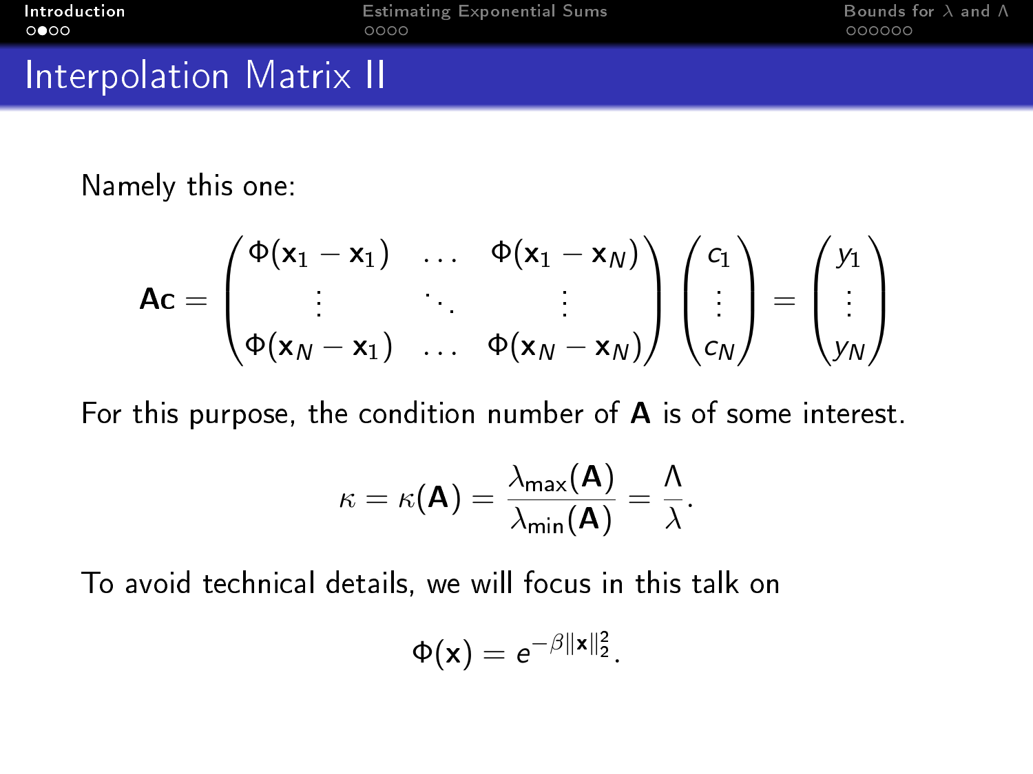# Interpolation Matrix II

Namely this one:

$$\mathbf{A}\mathbf{c} = \begin{pmatrix} \Phi(\mathbf{x}_1 - \mathbf{x}_1) & \dots & \Phi(\mathbf{x}_1 - \mathbf{x}_N) \\ \vdots & \ddots & \vdots \\ \Phi(\mathbf{x}_N - \mathbf{x}_1) & \dots & \Phi(\mathbf{x}_N - \mathbf{x}_N) \end{pmatrix} \begin{pmatrix} c_1 \\ \vdots \\ c_N \end{pmatrix} = \begin{pmatrix} y_1 \\ \vdots \\ y_N \end{pmatrix}$$

For this purpose, the condition number of $\mathbf{A}$ is of some interest.

$$\kappa = \kappa(\mathbf{A}) = \frac{\lambda_{\max}(\mathbf{A})}{\lambda_{\min}(\mathbf{A})} = \frac{\Lambda}{\lambda}.$$

To avoid technical details, we will focus in this talk on

$$\Phi(\mathbf{x}) = e^{-\beta \|\mathbf{x}\|_2^2}.$$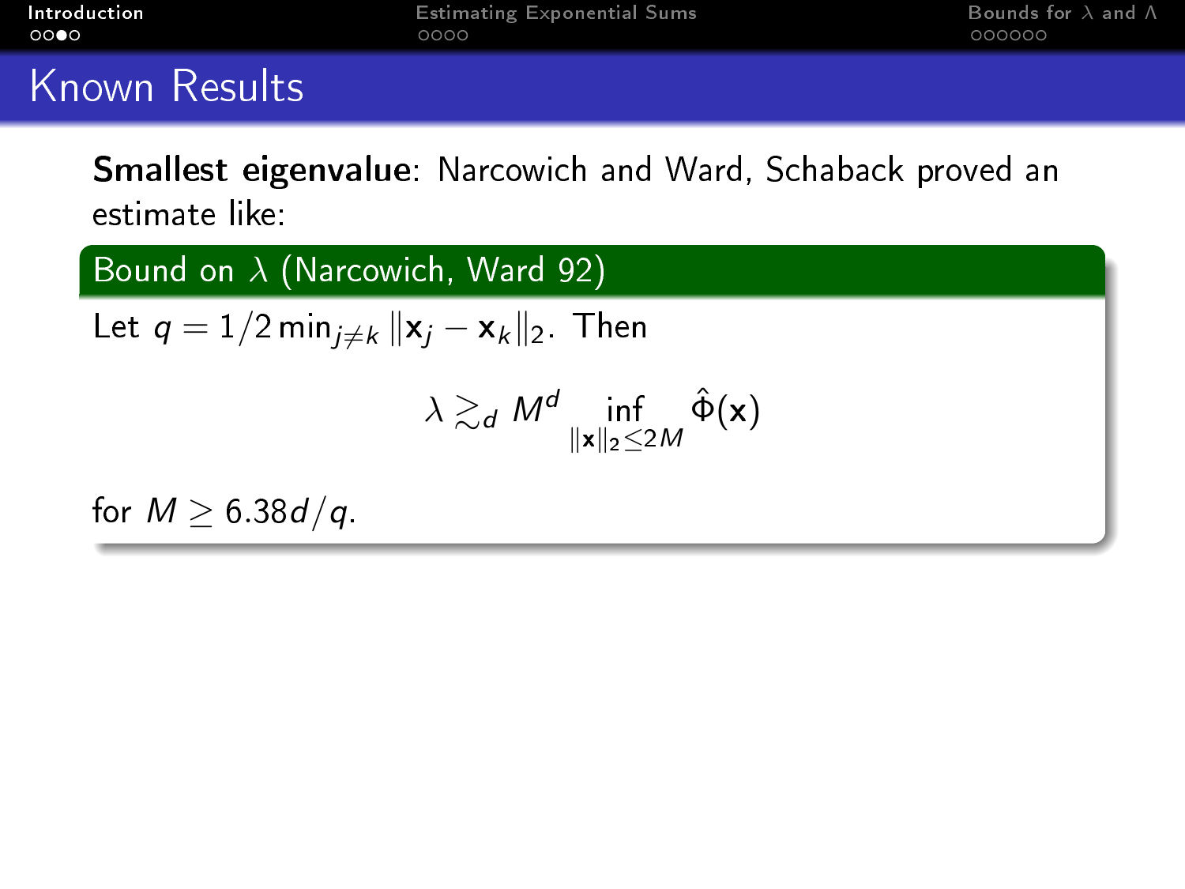## Known Results

**Smallest eigenvalue**: Narcowich and Ward, Schaback proved an estimate like:

**Bound on $\lambda$ (Narcowich, Ward 92)**

Let $q = 1/2 \min_{j \neq k} \|\mathbf{x}_j - \mathbf{x}_k\|_2$. Then

$$\lambda \gtrsim_d M^d \inf_{\|\mathbf{x}\|_2 \leq 2M} \hat{\Phi}(\mathbf{x})$$

for $M \geq 6.38d/q$.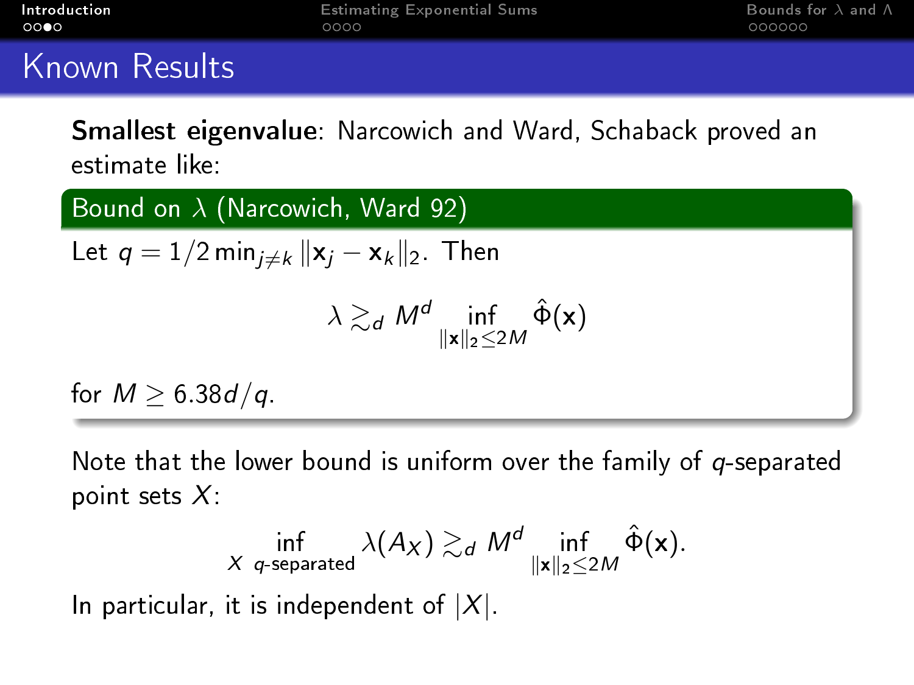## Known Results

**Smallest eigenvalue**: Narcowich and Ward, Schaback proved an estimate like:

**Bound on $\lambda$ (Narcowich, Ward 92)**

Let $q = 1/2 \min_{j \neq k} \|\mathbf{x}_j - \mathbf{x}_k\|_2$. Then

$$\lambda \gtrsim_d M^d \inf_{\|\mathbf{x}\|_2 \leq 2M} \hat{\Phi}(\mathbf{x})$$

for $M \geq 6.38d/q$.

Note that the lower bound is uniform over the family of $q$-separated point sets $X$:

$$\inf_{X \ q\text{-separated}} \lambda(A_X) \gtrsim_d M^d \inf_{\|\mathbf{x}\|_2 \leq 2M} \hat{\Phi}(\mathbf{x}).$$

In particular, it is independent of $|X|$.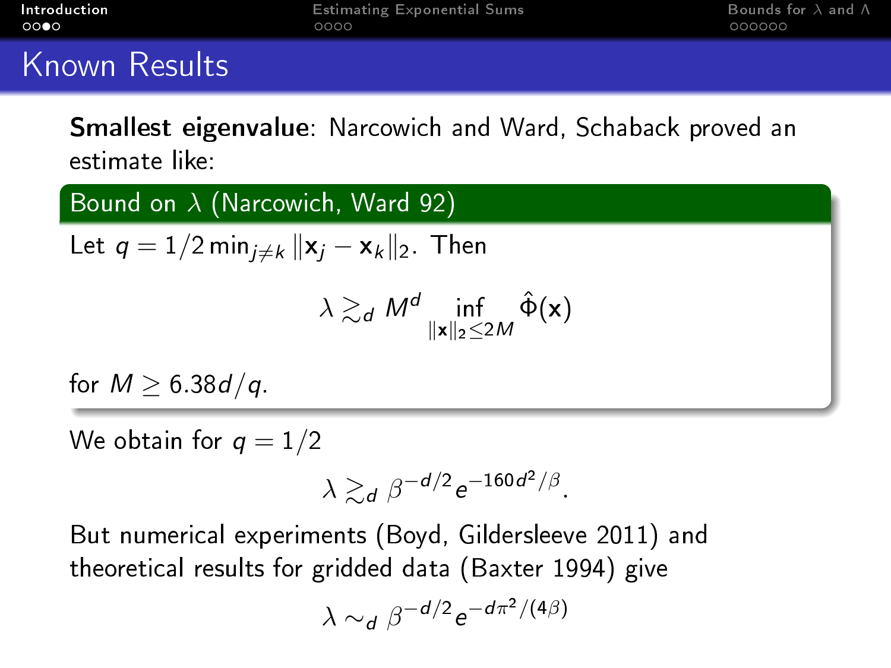## Known Results

**Smallest eigenvalue**: Narcowich and Ward, Schaback proved an estimate like:

**Bound on $\lambda$ (Narcowich, Ward 92)**

Let $q = 1/2 \min_{j \neq k} \|\mathbf{x}_j - \mathbf{x}_k\|_2$. Then

$$\lambda \gtrsim_d M^d \inf_{\|\mathbf{x}\|_2 \leq 2M} \hat{\Phi}(\mathbf{x})$$

for $M \geq 6.38d/q$.

We obtain for $q = 1/2$

$$\lambda \gtrsim_d \beta^{-d/2} e^{-160d^2/\beta}.$$

But numerical experiments (Boyd, Gildersleeve 2011) and theoretical results for gridded data (Baxter 1994) give

$$\lambda \sim_d \beta^{-d/2} e^{-d\pi^2/(4\beta)}$$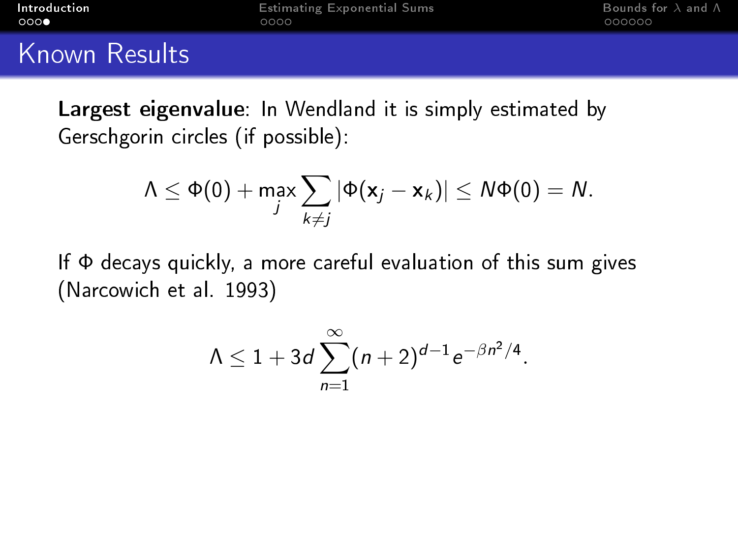# Known Results

**Largest eigenvalue**: In Wendland it is simply estimated by Gerschgorin circles (if possible):

$$\Lambda \leq \Phi(0) + \max_j \sum_{k \neq j} |\Phi(\mathbf{x}_j - \mathbf{x}_k)| \leq N\Phi(0) = N.$$

If $\Phi$ decays quickly, a more careful evaluation of this sum gives (Narcowich et al. 1993)

$$\Lambda \leq 1 + 3d \sum_{n=1}^{\infty} (n+2)^{d-1} e^{-\beta n^2/4}.$$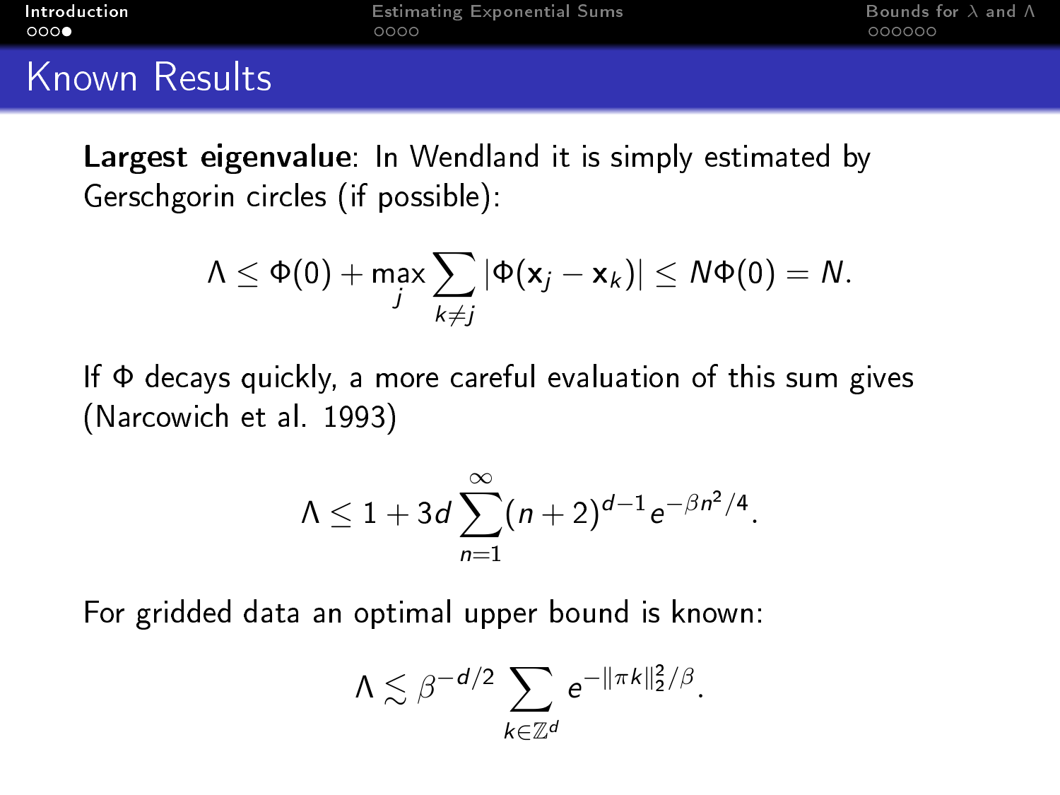# Known Results

**Largest eigenvalue**: In Wendland it is simply estimated by Gerschgorin circles (if possible):

$$\Lambda \leq \Phi(0) + \max_{j} \sum_{k \neq j} |\Phi(\mathbf{x}_j - \mathbf{x}_k)| \leq N\Phi(0) = N.$$

If $\Phi$ decays quickly, a more careful evaluation of this sum gives (Narcowich et al. 1993)

$$\Lambda \leq 1 + 3d \sum_{n=1}^{\infty} (n+2)^{d-1} e^{-\beta n^2/4}.$$

For gridded data an optimal upper bound is known:

$$\Lambda \lesssim \beta^{-d/2} \sum_{k \in \mathbb{Z}^d} e^{-\|\pi k\|_2^2/\beta}.$$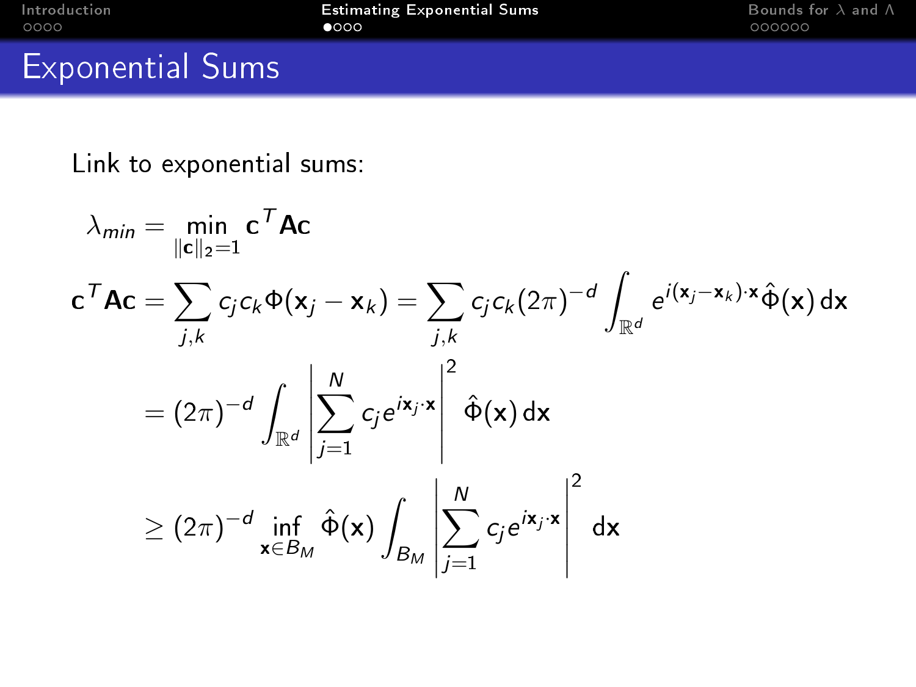# Exponential Sums

Link to exponential sums:

$$\lambda_{min} = \min_{\|\mathbf{c}\|_2=1} \mathbf{c}^T \mathbf{A}\mathbf{c}$$

$$\begin{aligned}
\mathbf{c}^T \mathbf{A}\mathbf{c} &= \sum_{j,k} c_j c_k \Phi(\mathbf{x}_j - \mathbf{x}_k) = \sum_{j,k} c_j c_k (2\pi)^{-d} \int_{\mathbb{R}^d} e^{i(\mathbf{x}_j - \mathbf{x}_k)\cdot \mathbf{x}} \hat{\Phi}(\mathbf{x})\, d\mathbf{x} \\
&= (2\pi)^{-d} \int_{\mathbb{R}^d} \left| \sum_{j=1}^{N} c_j e^{i\mathbf{x}_j \cdot \mathbf{x}} \right|^2 \hat{\Phi}(\mathbf{x})\, d\mathbf{x} \\
&\geq (2\pi)^{-d} \inf_{\mathbf{x} \in B_M} \hat{\Phi}(\mathbf{x}) \int_{B_M} \left| \sum_{j=1}^{N} c_j e^{i\mathbf{x}_j \cdot \mathbf{x}} \right|^2 d\mathbf{x}
\end{aligned}$$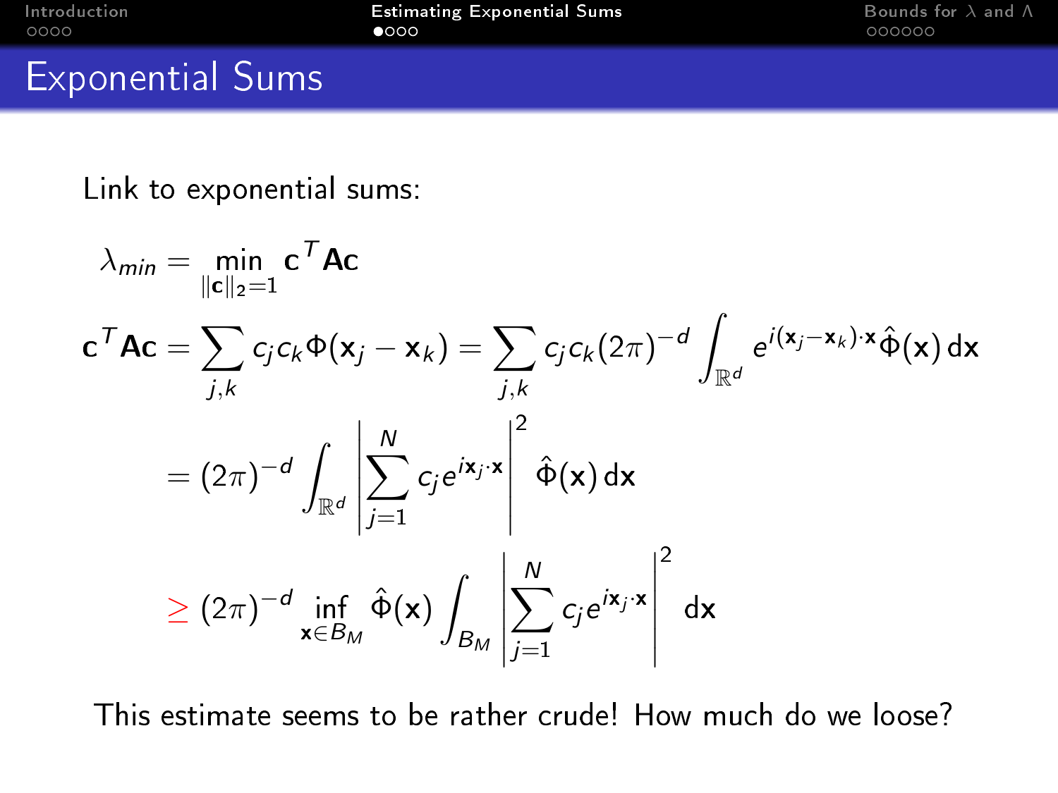# Exponential Sums

Link to exponential sums:

$$\lambda_{min} = \min_{\|\mathbf{c}\|_2=1} \mathbf{c}^T \mathbf{A} \mathbf{c}$$

$$\mathbf{c}^T \mathbf{A} \mathbf{c} = \sum_{j,k} c_j c_k \Phi(\mathbf{x}_j - \mathbf{x}_k) = \sum_{j,k} c_j c_k (2\pi)^{-d} \int_{\mathbb{R}^d} e^{i(\mathbf{x}_j - \mathbf{x}_k)\cdot \mathbf{x}} \hat{\Phi}(\mathbf{x})\, d\mathbf{x}$$

$$= (2\pi)^{-d} \int_{\mathbb{R}^d} \left| \sum_{j=1}^{N} c_j e^{i\mathbf{x}_j \cdot \mathbf{x}} \right|^2 \hat{\Phi}(\mathbf{x})\, d\mathbf{x}$$

$$\geq (2\pi)^{-d} \inf_{\mathbf{x}\in B_M} \hat{\Phi}(\mathbf{x}) \int_{B_M} \left| \sum_{j=1}^{N} c_j e^{i\mathbf{x}_j \cdot \mathbf{x}} \right|^2 d\mathbf{x}$$

This estimate seems to be rather crude! How much do we loose?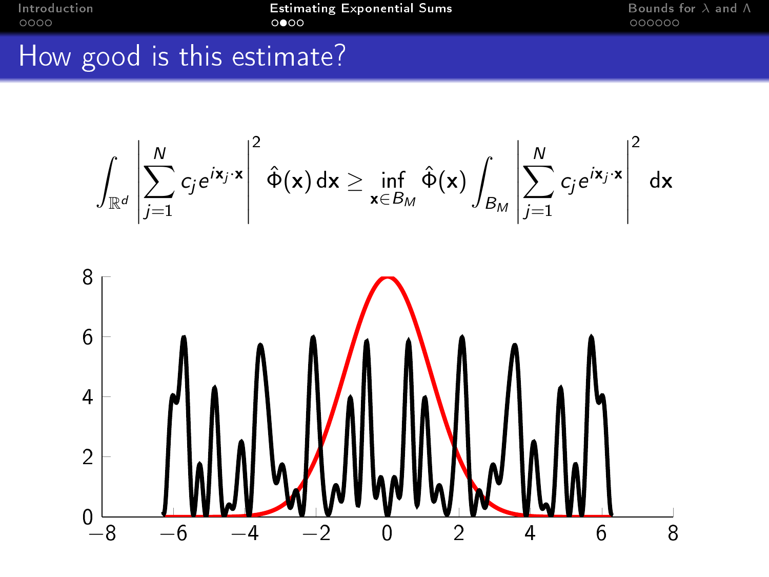# How good is this estimate?

$$\int_{\mathbb{R}^d} \left| \sum_{j=1}^{N} c_j e^{i\mathbf{x}_j \cdot \mathbf{x}} \right|^2 \hat{\Phi}(\mathbf{x})\, d\mathbf{x} \geq \inf_{\mathbf{x} \in B_M} \hat{\Phi}(\mathbf{x}) \int_{B_M} \left| \sum_{j=1}^{N} c_j e^{i\mathbf{x}_j \cdot \mathbf{x}} \right|^2 \, d\mathbf{x}$$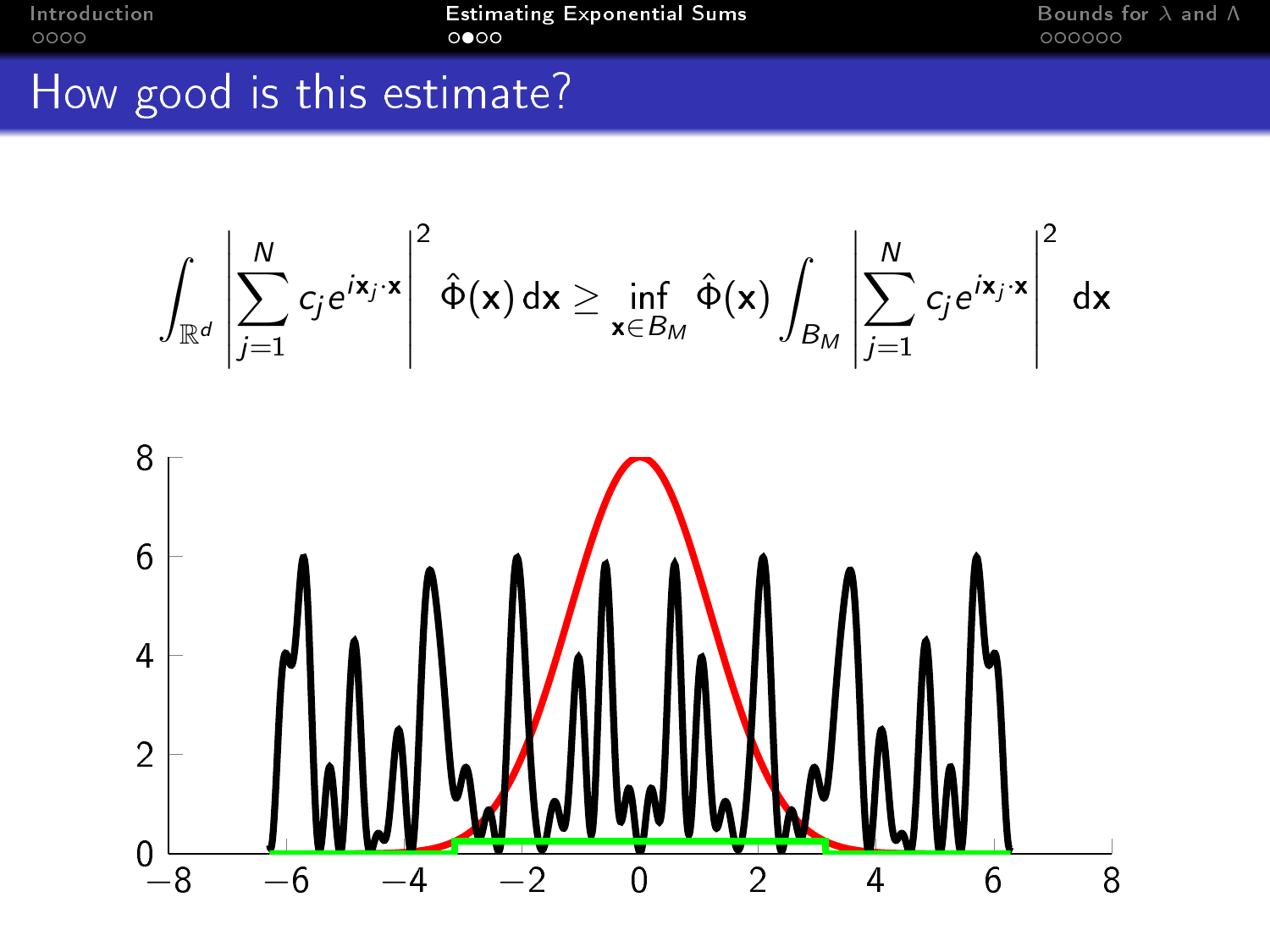## How good is this estimate?

$$\int_{\mathbb{R}^d} \left| \sum_{j=1}^{N} c_j e^{i\mathbf{x}_j \cdot \mathbf{x}} \right|^2 \hat{\Phi}(\mathbf{x}) \, d\mathbf{x} \geq \inf_{\mathbf{x} \in B_M} \hat{\Phi}(\mathbf{x}) \int_{B_M} \left| \sum_{j=1}^{N} c_j e^{i\mathbf{x}_j \cdot \mathbf{x}} \right|^2 \, d\mathbf{x}$$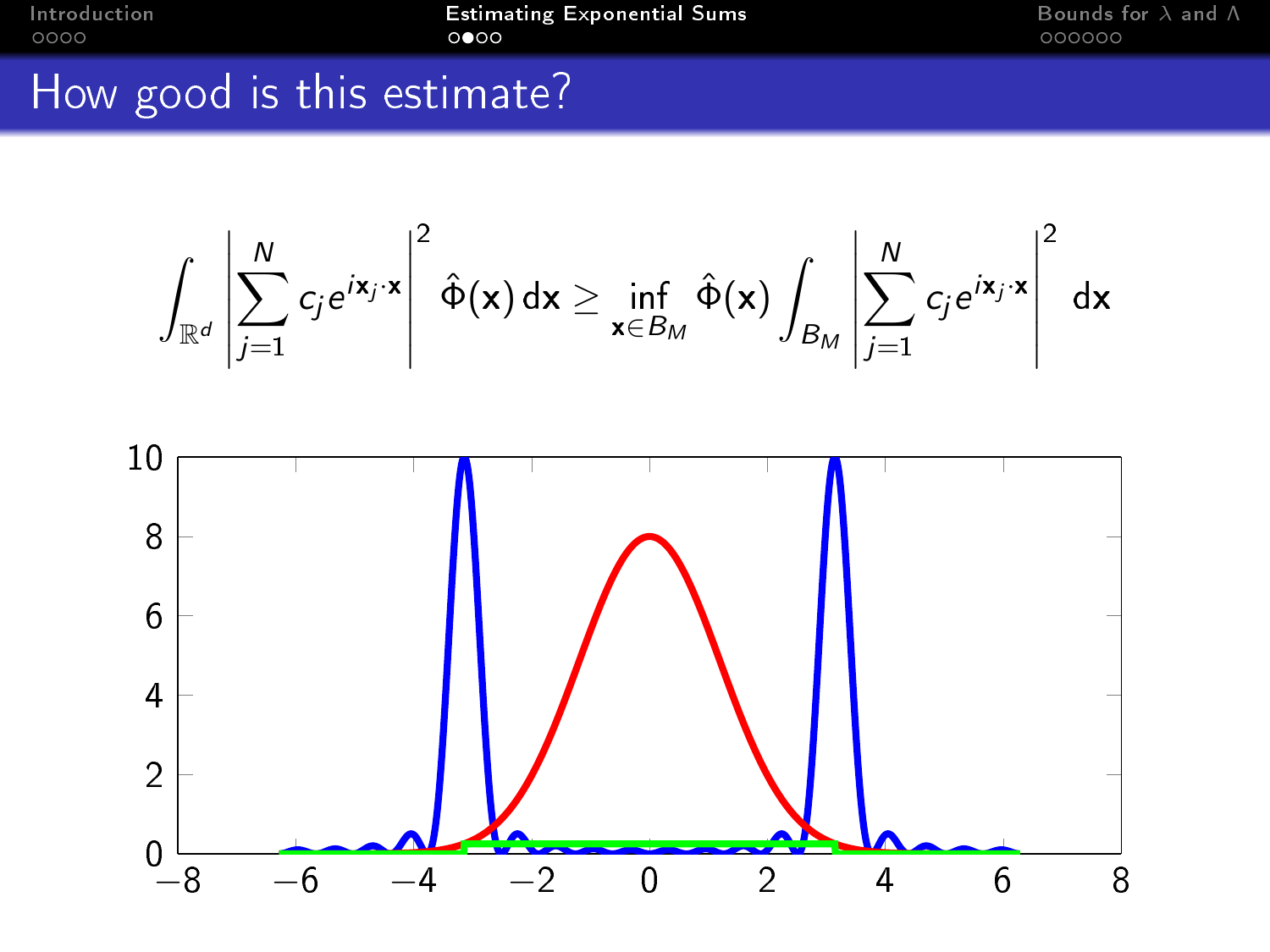## How good is this estimate?

$$\int_{\mathbb{R}^d} \left| \sum_{j=1}^{N} c_j e^{i\mathbf{x}_j \cdot \mathbf{x}} \right|^2 \hat{\Phi}(\mathbf{x})\, d\mathbf{x} \geq \inf_{\mathbf{x} \in B_M} \hat{\Phi}(\mathbf{x}) \int_{B_M} \left| \sum_{j=1}^{N} c_j e^{i\mathbf{x}_j \cdot \mathbf{x}} \right|^2 \, d\mathbf{x}$$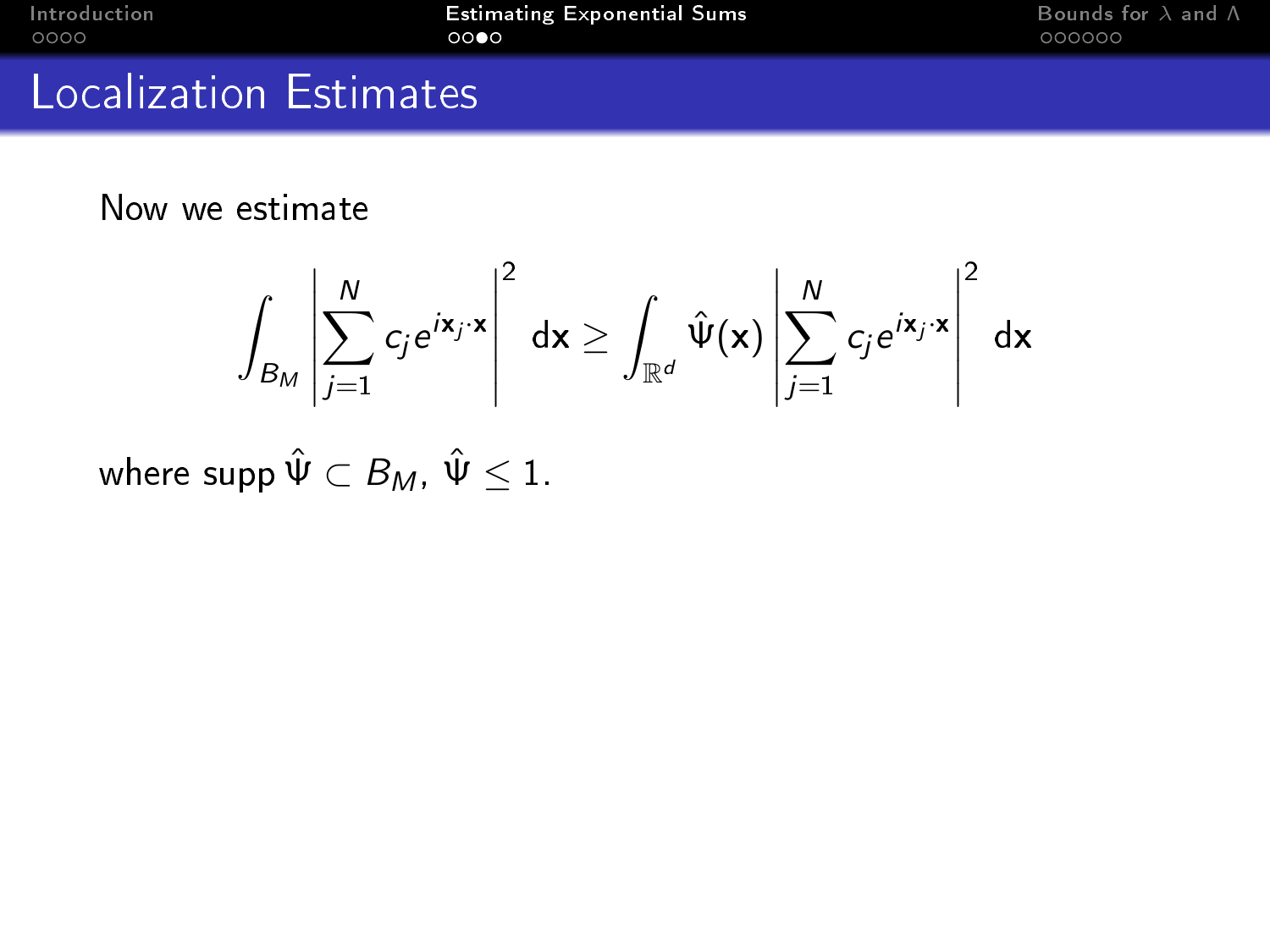# Localization Estimates

Now we estimate

$$\int_{B_M} \left| \sum_{j=1}^{N} c_j e^{i\mathbf{x}_j \cdot \mathbf{x}} \right|^2 \, \mathbf{dx} \geq \int_{\mathbb{R}^d} \hat{\Psi}(\mathbf{x}) \left| \sum_{j=1}^{N} c_j e^{i\mathbf{x}_j \cdot \mathbf{x}} \right|^2 \, \mathbf{dx}$$

where $\operatorname{supp} \hat{\Psi} \subset B_M$, $\hat{\Psi} \leq 1$.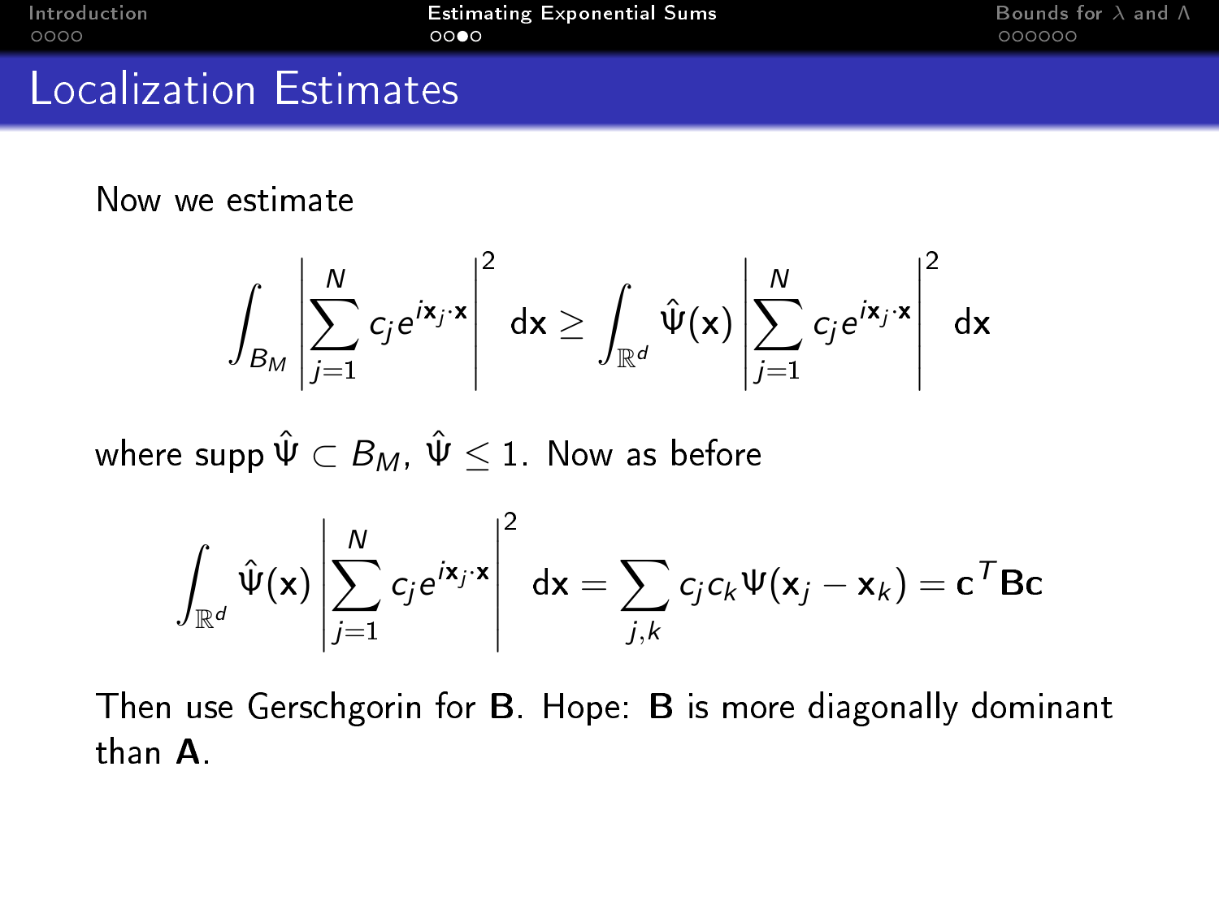# Localization Estimates

Now we estimate

$$\int_{B_M} \left| \sum_{j=1}^{N} c_j e^{i\mathbf{x}_j \cdot \mathbf{x}} \right|^2 \, d\mathbf{x} \geq \int_{\mathbb{R}^d} \hat{\Psi}(\mathbf{x}) \left| \sum_{j=1}^{N} c_j e^{i\mathbf{x}_j \cdot \mathbf{x}} \right|^2 \, d\mathbf{x}$$

where $\operatorname{supp} \hat{\Psi} \subset B_M$, $\hat{\Psi} \leq 1$. Now as before

$$\int_{\mathbb{R}^d} \hat{\Psi}(\mathbf{x}) \left| \sum_{j=1}^{N} c_j e^{i\mathbf{x}_j \cdot \mathbf{x}} \right|^2 \, d\mathbf{x} = \sum_{j,k} c_j c_k \Psi(\mathbf{x}_j - \mathbf{x}_k) = \mathbf{c}^T \mathbf{B} \mathbf{c}$$

Then use Gerschgorin for $\mathbf{B}$. Hope: $\mathbf{B}$ is more diagonally dominant than $\mathbf{A}$.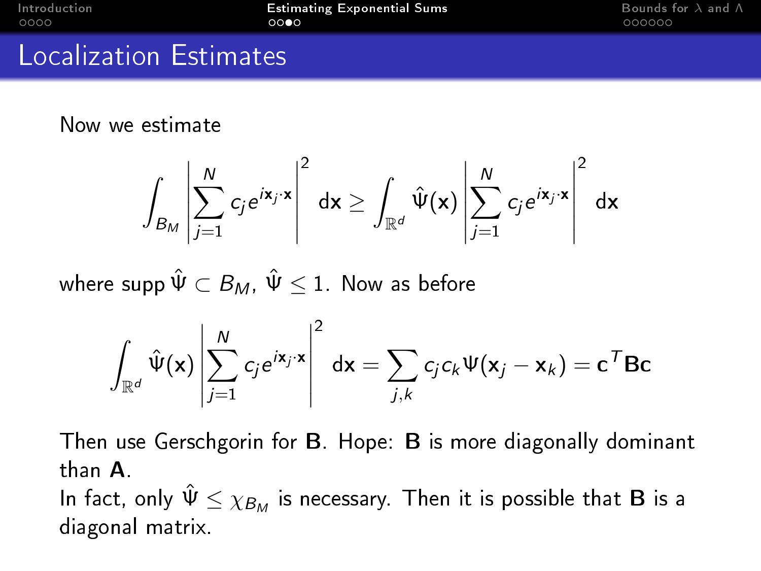# Localization Estimates

Now we estimate

$$\int_{B_M} \left| \sum_{j=1}^{N} c_j e^{i\mathbf{x}_j \cdot \mathbf{x}} \right|^2 \, d\mathbf{x} \geq \int_{\mathbb{R}^d} \hat{\Psi}(\mathbf{x}) \left| \sum_{j=1}^{N} c_j e^{i\mathbf{x}_j \cdot \mathbf{x}} \right|^2 \, d\mathbf{x}$$

where $\operatorname{supp} \hat{\Psi} \subset B_M$, $\hat{\Psi} \leq 1$. Now as before

$$\int_{\mathbb{R}^d} \hat{\Psi}(\mathbf{x}) \left| \sum_{j=1}^{N} c_j e^{i\mathbf{x}_j \cdot \mathbf{x}} \right|^2 \, d\mathbf{x} = \sum_{j,k} c_j c_k \Psi(\mathbf{x}_j - \mathbf{x}_k) = \mathbf{c}^T \mathbf{B} \mathbf{c}$$

Then use Gerschgorin for $\mathbf{B}$. Hope: $\mathbf{B}$ is more diagonally dominant than $\mathbf{A}$.

In fact, only $\hat{\Psi} \leq \chi_{B_M}$ is necessary. Then it is possible that $\mathbf{B}$ is a diagonal matrix.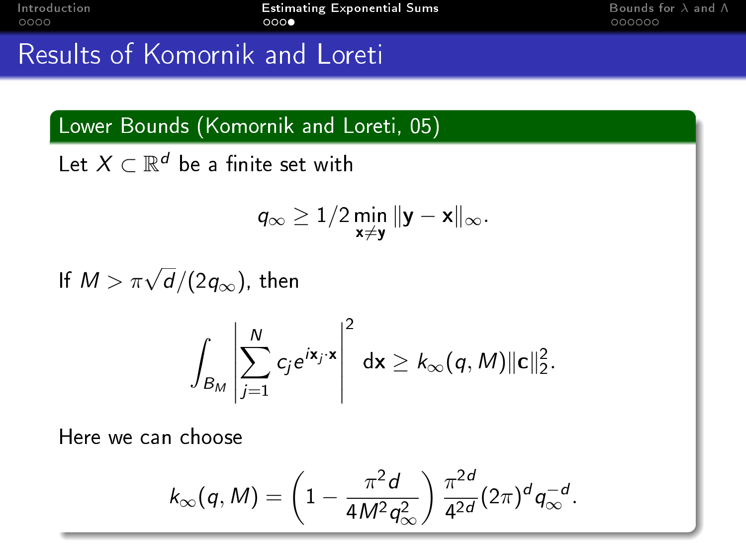# Results of Komornik and Loreti

## Lower Bounds (Komornik and Loreti, 05)

Let $X \subset \mathbb{R}^d$ be a finite set with

$$q_\infty \geq 1/2 \min_{\mathbf{x} \neq \mathbf{y}} \|\mathbf{y} - \mathbf{x}\|_\infty .$$

If $M > \pi\sqrt{d}/(2q_\infty)$, then

$$\int_{B_M} \left| \sum_{j=1}^{N} c_j e^{i\mathbf{x}_j \cdot \mathbf{x}} \right|^2 \, \mathrm{d}\mathbf{x} \geq k_\infty(q, M) \|\mathbf{c}\|_2^2 .$$

Here we can choose

$$k_\infty(q, M) = \left(1 - \frac{\pi^2 d}{4M^2 q_\infty^2}\right) \frac{\pi^{2d}}{4^{2d}} (2\pi)^d q_\infty^{-d} .$$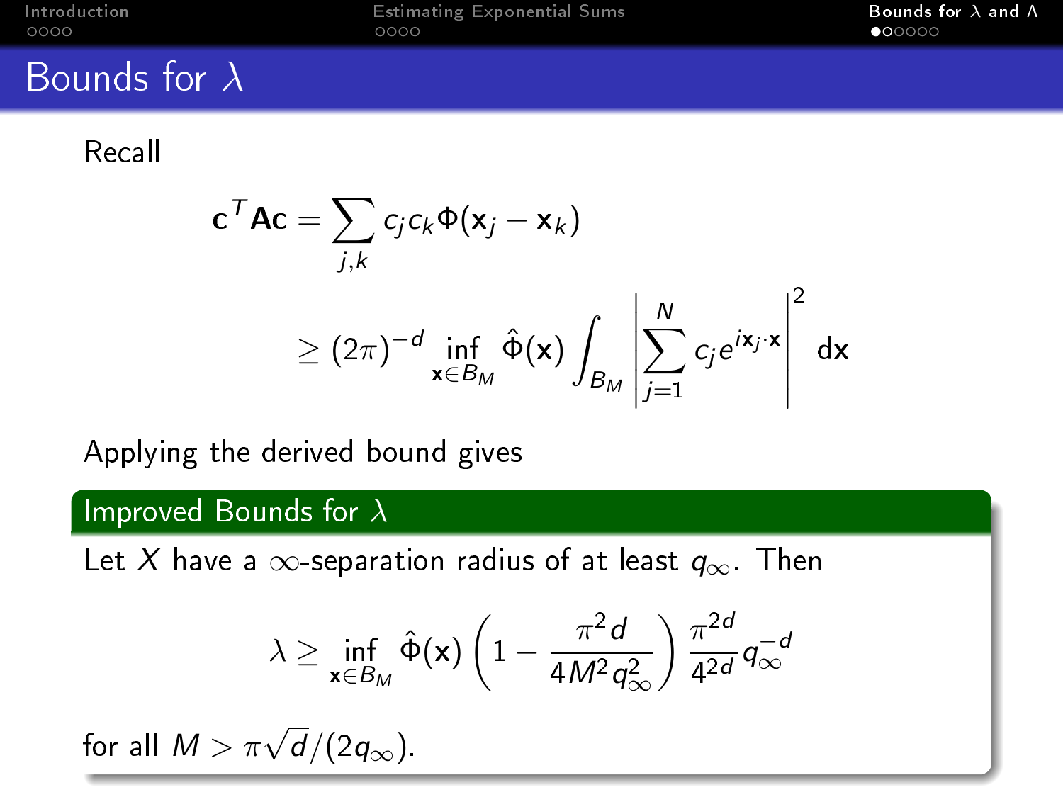# Bounds for $\lambda$

Recall

$$\mathbf{c}^T \mathbf{A} \mathbf{c} = \sum_{j,k} c_j c_k \Phi(\mathbf{x}_j - \mathbf{x}_k)$$

$$\geq (2\pi)^{-d} \inf_{\mathbf{x} \in B_M} \hat{\Phi}(\mathbf{x}) \int_{B_M} \left| \sum_{j=1}^{N} c_j e^{i\mathbf{x}_j \cdot \mathbf{x}} \right|^2 \, d\mathbf{x}$$

Applying the derived bound gives

**Improved Bounds for $\lambda$**

Let $X$ have a $\infty$-separation radius of at least $q_\infty$. Then

$$\lambda \geq \inf_{\mathbf{x} \in B_M} \hat{\Phi}(\mathbf{x}) \left(1 - \frac{\pi^2 d}{4M^2 q_\infty^2}\right) \frac{\pi^{2d}}{4^{2d}} q_\infty^{-d}$$

for all $M > \pi\sqrt{d}/(2q_\infty)$.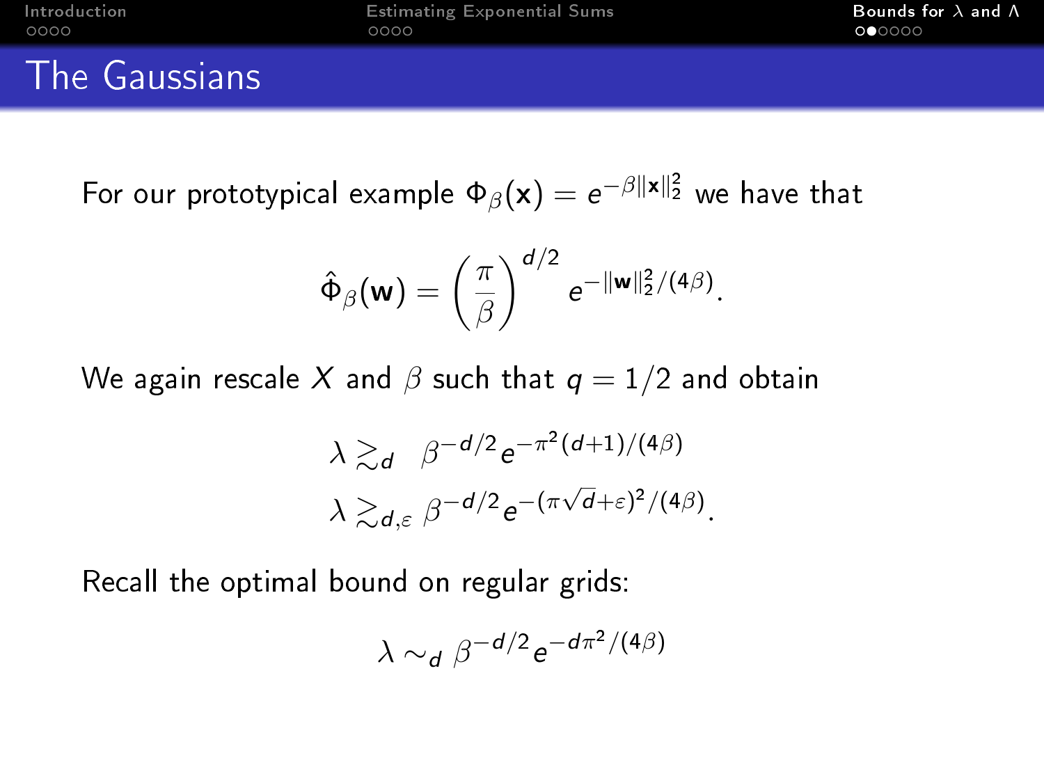# The Gaussians

For our prototypical example $\Phi_\beta(\mathbf{x}) = e^{-\beta\|\mathbf{x}\|_2^2}$ we have that

$$\hat{\Phi}_\beta(\mathbf{w}) = \left(\frac{\pi}{\beta}\right)^{d/2} e^{-\|\mathbf{w}\|_2^2/(4\beta)}.$$

We again rescale $X$ and $\beta$ such that $q = 1/2$ and obtain

$$\lambda \gtrsim_d \;\; \beta^{-d/2} e^{-\pi^2(d+1)/(4\beta)}$$

$$\lambda \gtrsim_{d,\varepsilon} \beta^{-d/2} e^{-(\pi\sqrt{d}+\varepsilon)^2/(4\beta)}.$$

Recall the optimal bound on regular grids:

$$\lambda \sim_d \beta^{-d/2} e^{-d\pi^2/(4\beta)}$$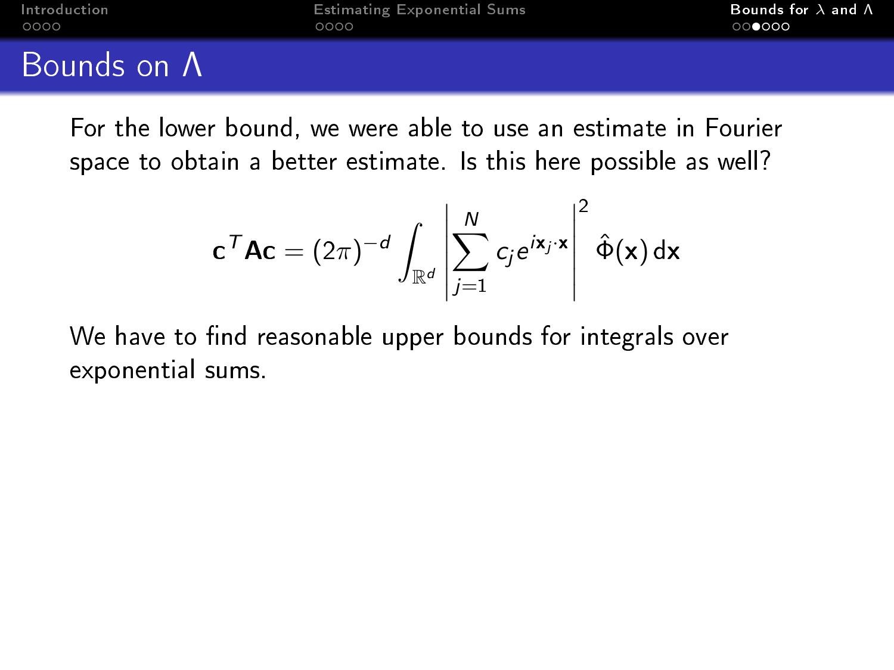# Bounds on $\Lambda$

For the lower bound, we were able to use an estimate in Fourier space to obtain a better estimate. Is this here possible as well?

$$\mathbf{c}^T\mathbf{A}\mathbf{c} = (2\pi)^{-d}\int_{\mathbb{R}^d}\left|\sum_{j=1}^{N} c_j e^{i\mathbf{x}_j\cdot\mathbf{x}}\right|^2 \hat{\Phi}(\mathbf{x})\,d\mathbf{x}$$

We have to find reasonable upper bounds for integrals over exponential sums.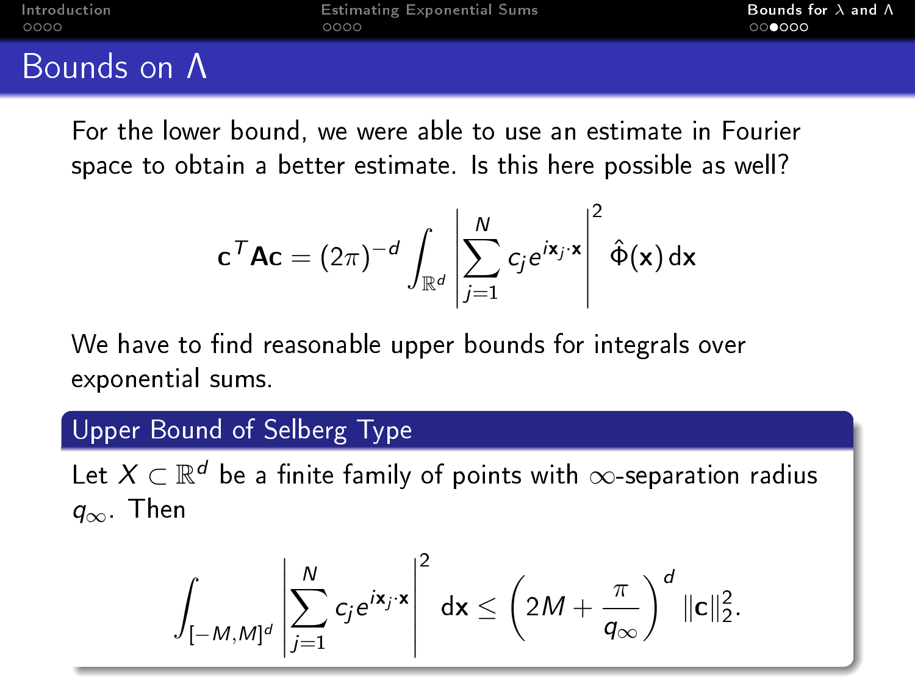# Bounds on $\Lambda$

For the lower bound, we were able to use an estimate in Fourier space to obtain a better estimate. Is this here possible as well?

$$\mathbf{c}^T \mathbf{A} \mathbf{c} = (2\pi)^{-d} \int_{\mathbb{R}^d} \left| \sum_{j=1}^{N} c_j e^{i \mathbf{x}_j \cdot \mathbf{x}} \right|^2 \hat{\Phi}(\mathbf{x}) \, d\mathbf{x}$$

We have to find reasonable upper bounds for integrals over exponential sums.

## Upper Bound of Selberg Type

Let $X \subset \mathbb{R}^d$ be a finite family of points with $\infty$-separation radius $q_\infty$. Then

$$\int_{[-M,M]^d} \left| \sum_{j=1}^{N} c_j e^{i \mathbf{x}_j \cdot \mathbf{x}} \right|^2 d\mathbf{x} \leq \left( 2M + \frac{\pi}{q_\infty} \right)^d \|\mathbf{c}\|_2^2.$$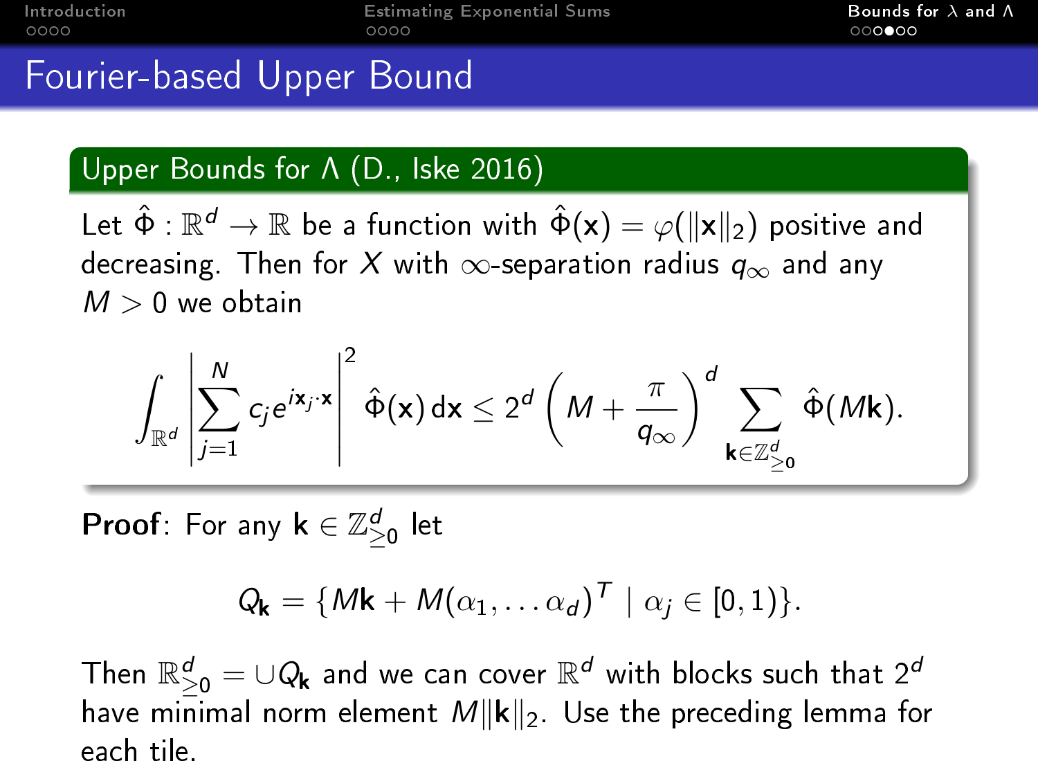# Fourier-based Upper Bound

### Upper Bounds for $\Lambda$ (D., Iske 2016)

Let $\hat{\Phi} : \mathbb{R}^d \to \mathbb{R}$ be a function with $\hat{\Phi}(\mathbf{x}) = \varphi(\|\mathbf{x}\|_2)$ positive and decreasing. Then for $X$ with $\infty$-separation radius $q_\infty$ and any $M > 0$ we obtain

$$\int_{\mathbb{R}^d} \left| \sum_{j=1}^{N} c_j e^{i\mathbf{x}_j \cdot \mathbf{x}} \right|^2 \hat{\Phi}(\mathbf{x})\, d\mathbf{x} \leq 2^d \left( M + \frac{\pi}{q_\infty} \right)^d \sum_{\mathbf{k} \in \mathbb{Z}^d_{\geq 0}} \hat{\Phi}(M\mathbf{k}).$$

**Proof**: For any $\mathbf{k} \in \mathbb{Z}^d_{\geq 0}$ let

$$Q_\mathbf{k} = \{M\mathbf{k} + M(\alpha_1, \ldots \alpha_d)^T \mid \alpha_j \in [0,1)\}.$$

Then $\mathbb{R}^d_{\geq 0} = \cup Q_\mathbf{k}$ and we can cover $\mathbb{R}^d$ with blocks such that $2^d$ have minimal norm element $M\|\mathbf{k}\|_2$. Use the preceding lemma for each tile.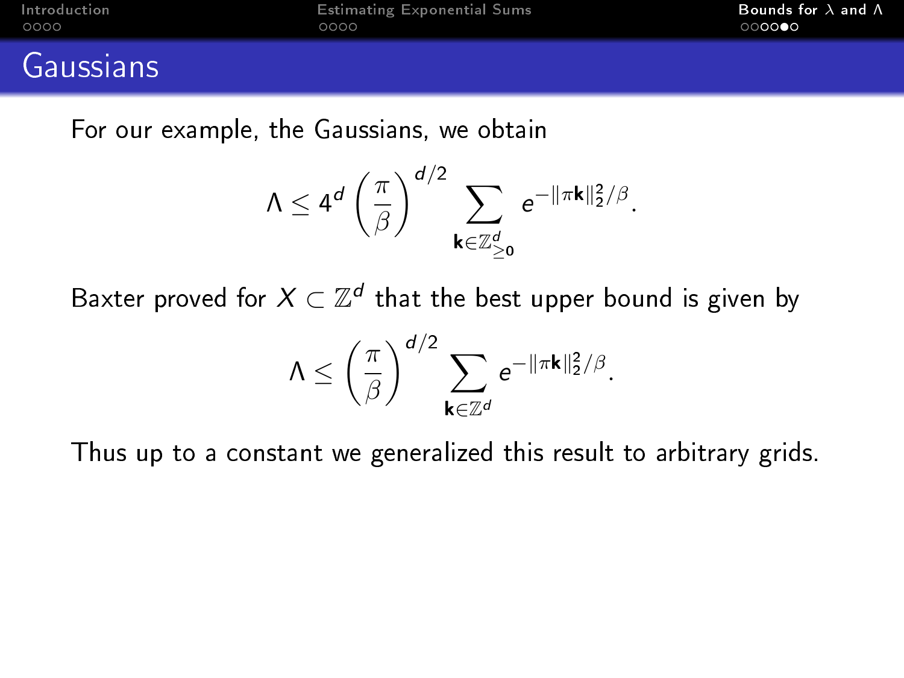## Gaussians

For our example, the Gaussians, we obtain

$$\Lambda \leq 4^d \left(\frac{\pi}{\beta}\right)^{d/2} \sum_{\mathbf{k}\in\mathbb{Z}^d_{\geq 0}} e^{-\|\pi\mathbf{k}\|_2^2/\beta}.$$

Baxter proved for $X \subset \mathbb{Z}^d$ that the best upper bound is given by

$$\Lambda \leq \left(\frac{\pi}{\beta}\right)^{d/2} \sum_{\mathbf{k}\in\mathbb{Z}^d} e^{-\|\pi\mathbf{k}\|_2^2/\beta}.$$

Thus up to a constant we generalized this result to arbitrary grids.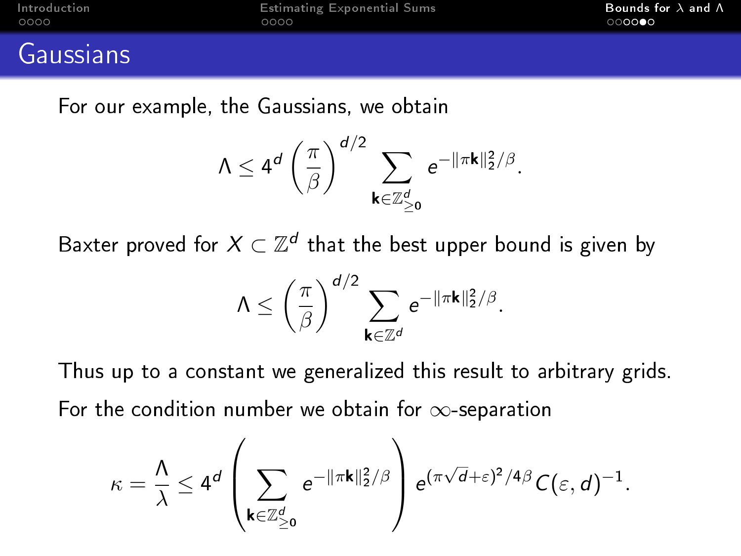# Gaussians

For our example, the Gaussians, we obtain

$$\Lambda \leq 4^d \left(\frac{\pi}{\beta}\right)^{d/2} \sum_{\mathbf{k}\in\mathbb{Z}^d_{\geq 0}} e^{-\|\pi\mathbf{k}\|_2^2/\beta}.$$

Baxter proved for $X \subset \mathbb{Z}^d$ that the best upper bound is given by

$$\Lambda \leq \left(\frac{\pi}{\beta}\right)^{d/2} \sum_{\mathbf{k}\in\mathbb{Z}^d} e^{-\|\pi\mathbf{k}\|_2^2/\beta}.$$

Thus up to a constant we generalized this result to arbitrary grids.

For the condition number we obtain for $\infty$-separation

$$\kappa = \frac{\Lambda}{\lambda} \leq 4^d \left(\sum_{\mathbf{k}\in\mathbb{Z}^d_{\geq 0}} e^{-\|\pi\mathbf{k}\|_2^2/\beta}\right) e^{(\pi\sqrt{d}+\varepsilon)^2/4\beta} C(\varepsilon, d)^{-1}.$$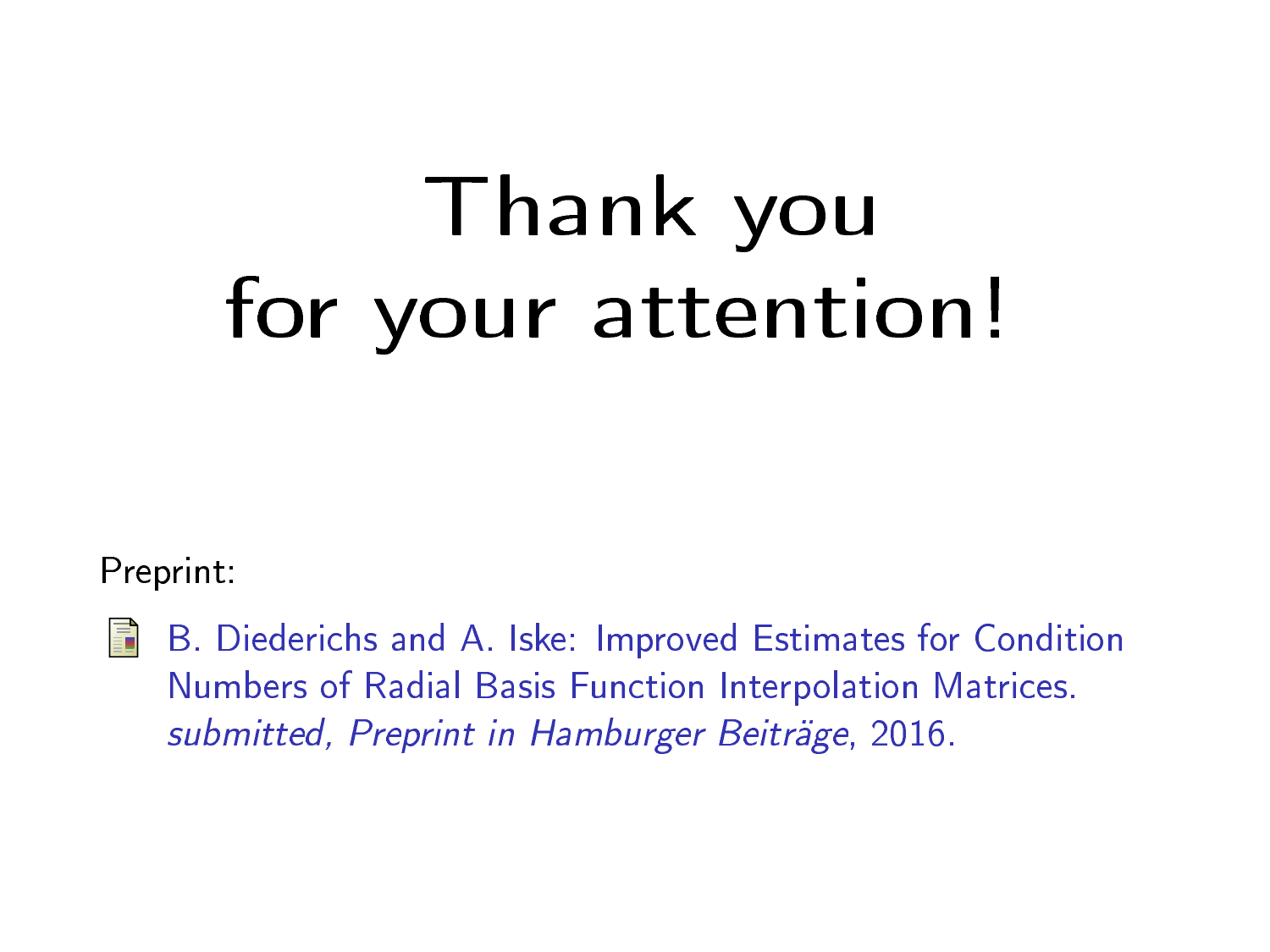# Thank you for your attention!

Preprint:

B. Diederichs and A. Iske: Improved Estimates for Condition Numbers of Radial Basis Function Interpolation Matrices. *submitted, Preprint in Hamburger Beiträge*, 2016.